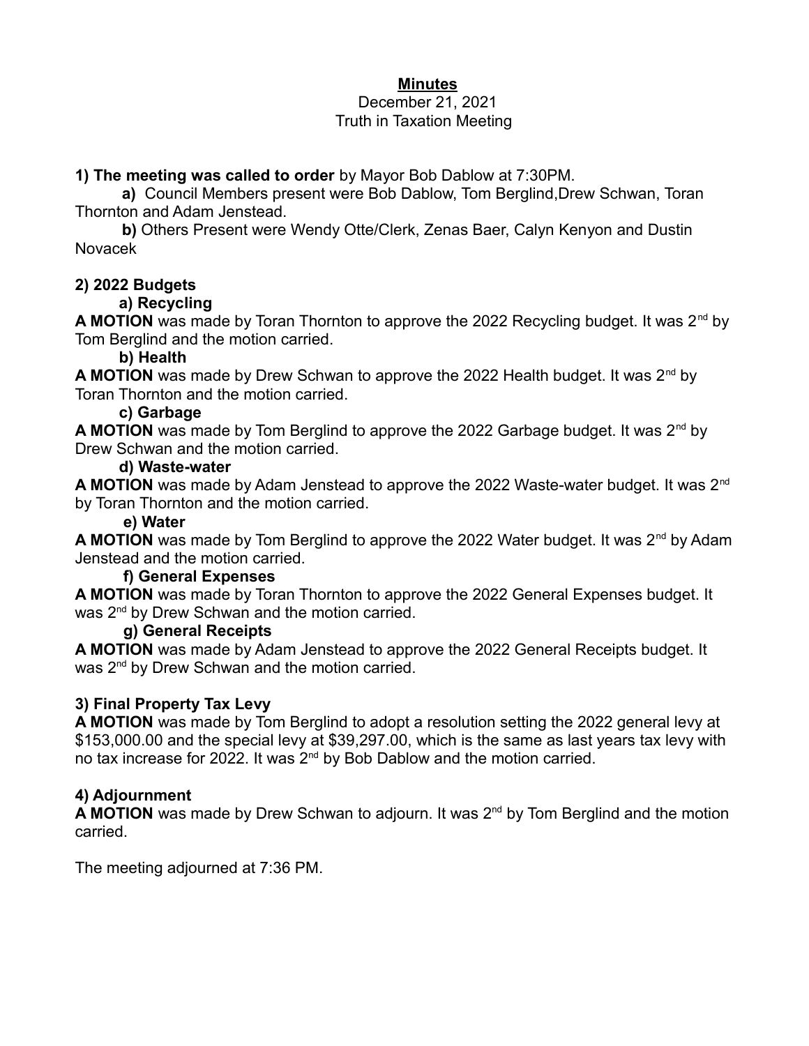# **Minutes**

December 21, 2021
Truth in Taxation Meeting

**1) The meeting was called to order** by Mayor Bob Dablow at 7:30PM.

**a)** Council Members present were Bob Dablow, Tom Berglind,Drew Schwan, Toran Thornton and Adam Jenstead.

**b)** Others Present were Wendy Otte/Clerk, Zenas Baer, Calyn Kenyon and Dustin Novacek

**2) 2022 Budgets**

**a) Recycling**

**A MOTION** was made by Toran Thornton to approve the 2022 Recycling budget. It was 2nd by Tom Berglind and the motion carried.

**b) Health**

**A MOTION** was made by Drew Schwan to approve the 2022 Health budget. It was 2nd by Toran Thornton and the motion carried.

**c) Garbage**

**A MOTION** was made by Tom Berglind to approve the 2022 Garbage budget. It was 2nd by Drew Schwan and the motion carried.

**d) Waste-water**

**A MOTION** was made by Adam Jenstead to approve the 2022 Waste-water budget. It was 2nd by Toran Thornton and the motion carried.

**e) Water**

**A MOTION** was made by Tom Berglind to approve the 2022 Water budget. It was 2nd by Adam Jenstead and the motion carried.

**f) General Expenses**

**A MOTION** was made by Toran Thornton to approve the 2022 General Expenses budget. It was 2nd by Drew Schwan and the motion carried.

**g) General Receipts**

**A MOTION** was made by Adam Jenstead to approve the 2022 General Receipts budget. It was 2nd by Drew Schwan and the motion carried.

**3) Final Property Tax Levy**

**A MOTION** was made by Tom Berglind to adopt a resolution setting the 2022 general levy at $153,000.00 and the special levy at $39,297.00, which is the same as last years tax levy with no tax increase for 2022. It was 2nd by Bob Dablow and the motion carried.

**4) Adjournment**

**A MOTION** was made by Drew Schwan to adjourn. It was 2nd by Tom Berglind and the motion carried.

The meeting adjourned at 7:36 PM.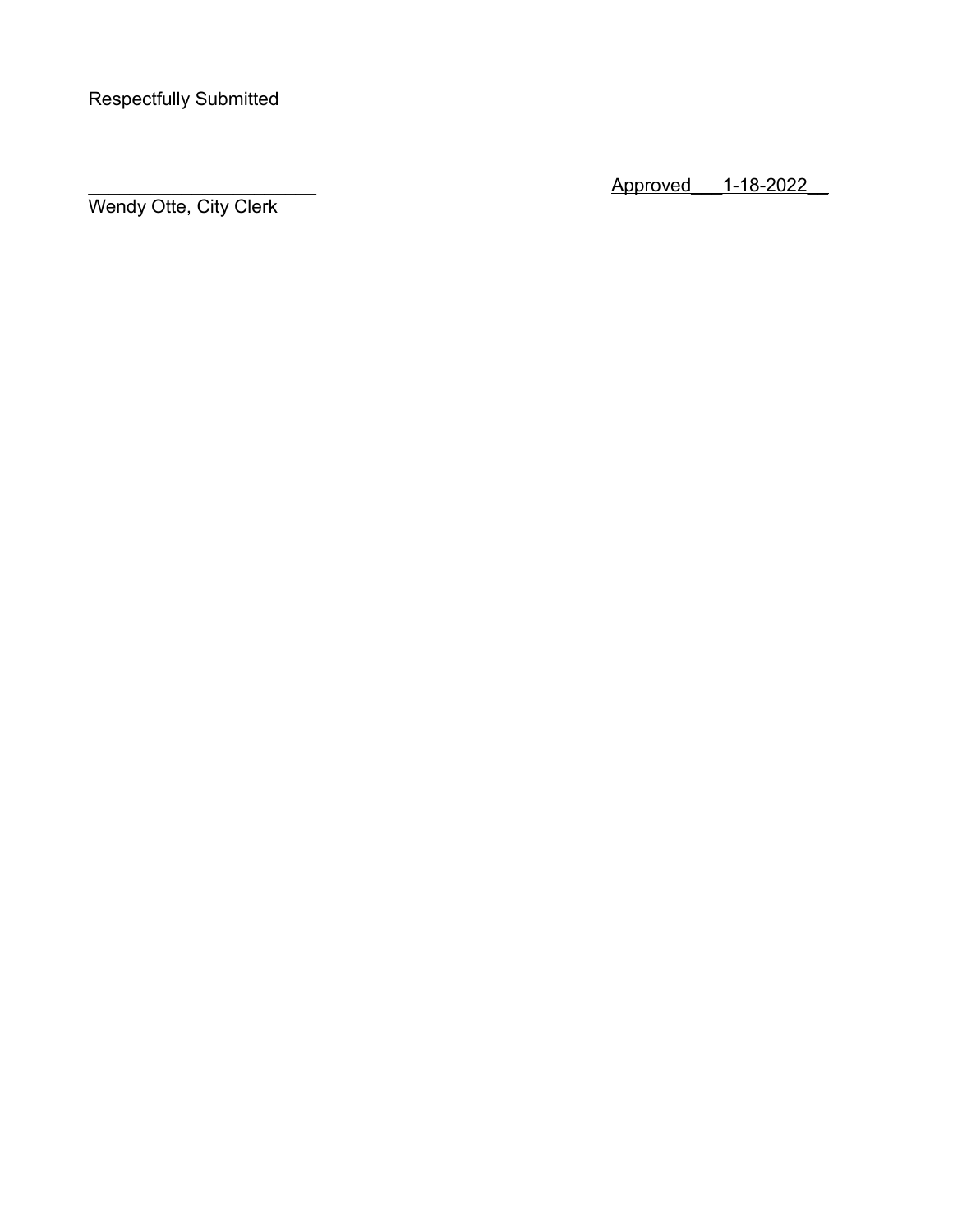Respectfully Submitted

_______________________ Approved___1-18-2022__

Wendy Otte, City Clerk